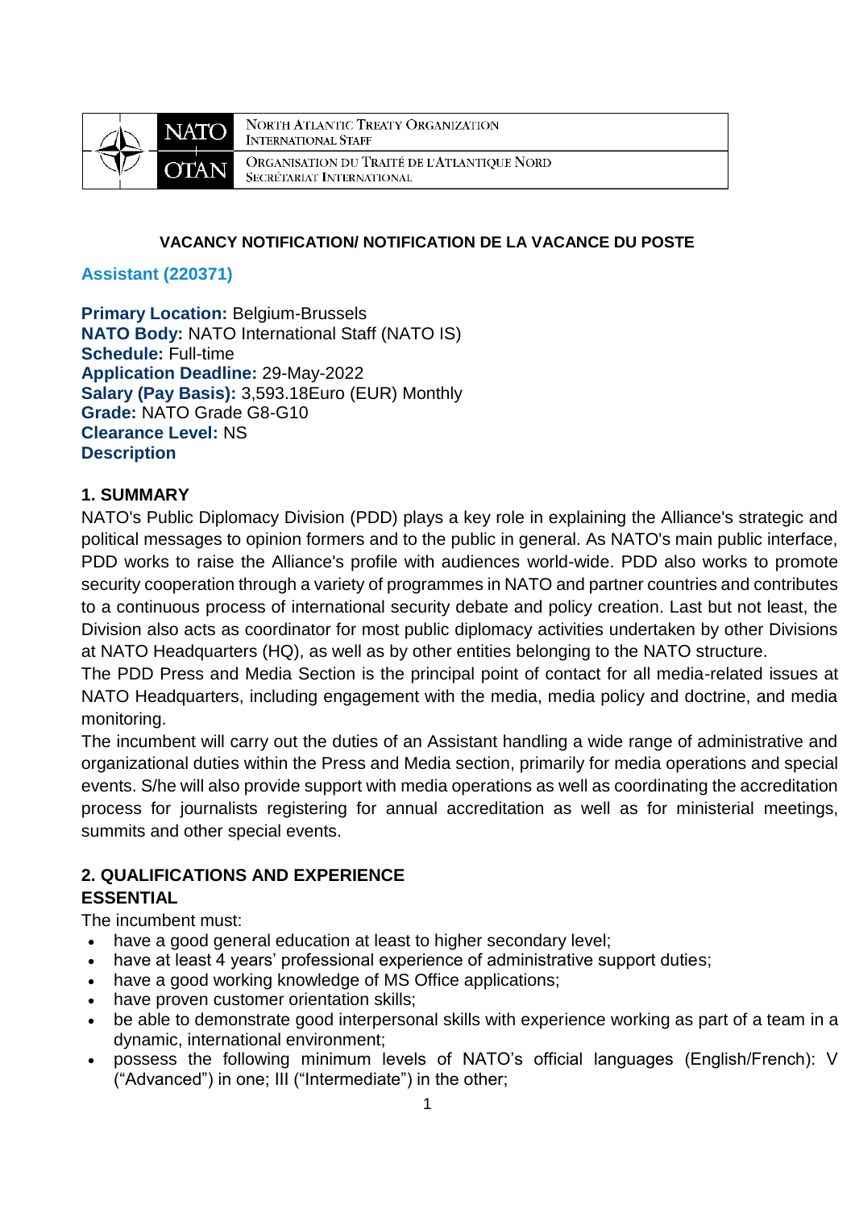NORTH ATLANTIC TREATY ORGANIZATION
INTERNATIONAL STAFF

ORGANISATION DU TRAITÉ DE L'ATLANTIQUE NORD
SECRÉTARIAT INTERNATIONAL

**VACANCY NOTIFICATION/ NOTIFICATION DE LA VACANCE DU POSTE**

## Assistant (220371)

**Primary Location:** Belgium-Brussels
**NATO Body:** NATO International Staff (NATO IS)
**Schedule:** Full-time
**Application Deadline:** 29-May-2022
**Salary (Pay Basis):** 3,593.18Euro (EUR) Monthly
**Grade:** NATO Grade G8-G10
**Clearance Level:** NS
**Description**

### 1. SUMMARY

NATO's Public Diplomacy Division (PDD) plays a key role in explaining the Alliance's strategic and political messages to opinion formers and to the public in general. As NATO's main public interface, PDD works to raise the Alliance's profile with audiences world-wide. PDD also works to promote security cooperation through a variety of programmes in NATO and partner countries and contributes to a continuous process of international security debate and policy creation. Last but not least, the Division also acts as coordinator for most public diplomacy activities undertaken by other Divisions at NATO Headquarters (HQ), as well as by other entities belonging to the NATO structure.

The PDD Press and Media Section is the principal point of contact for all media-related issues at NATO Headquarters, including engagement with the media, media policy and doctrine, and media monitoring.

The incumbent will carry out the duties of an Assistant handling a wide range of administrative and organizational duties within the Press and Media section, primarily for media operations and special events. S/he will also provide support with media operations as well as coordinating the accreditation process for journalists registering for annual accreditation as well as for ministerial meetings, summits and other special events.

### 2. QUALIFICATIONS AND EXPERIENCE

**ESSENTIAL**

The incumbent must:

- have a good general education at least to higher secondary level;
- have at least 4 years' professional experience of administrative support duties;
- have a good working knowledge of MS Office applications;
- have proven customer orientation skills;
- be able to demonstrate good interpersonal skills with experience working as part of a team in a dynamic, international environment;
- possess the following minimum levels of NATO's official languages (English/French): V ("Advanced") in one; III ("Intermediate") in the other;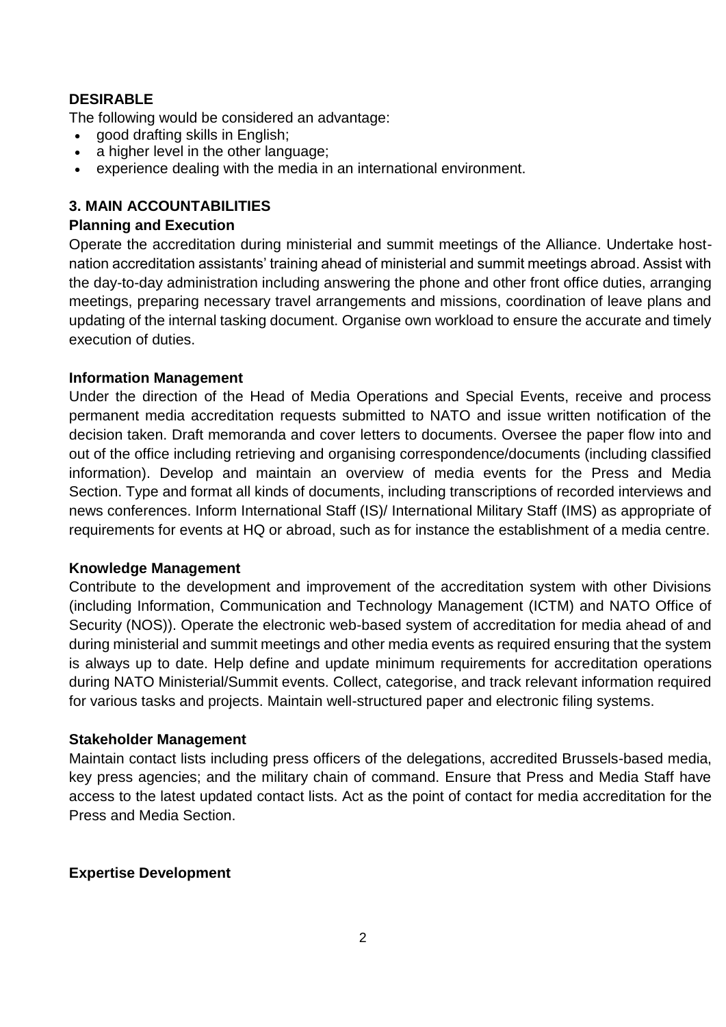**DESIRABLE**

The following would be considered an advantage:

- good drafting skills in English;
- a higher level in the other language;
- experience dealing with the media in an international environment.

## 3. MAIN ACCOUNTABILITIES

**Planning and Execution**

Operate the accreditation during ministerial and summit meetings of the Alliance. Undertake host-nation accreditation assistants' training ahead of ministerial and summit meetings abroad. Assist with the day-to-day administration including answering the phone and other front office duties, arranging meetings, preparing necessary travel arrangements and missions, coordination of leave plans and updating of the internal tasking document. Organise own workload to ensure the accurate and timely execution of duties.

**Information Management**

Under the direction of the Head of Media Operations and Special Events, receive and process permanent media accreditation requests submitted to NATO and issue written notification of the decision taken. Draft memoranda and cover letters to documents. Oversee the paper flow into and out of the office including retrieving and organising correspondence/documents (including classified information). Develop and maintain an overview of media events for the Press and Media Section. Type and format all kinds of documents, including transcriptions of recorded interviews and news conferences. Inform International Staff (IS)/ International Military Staff (IMS) as appropriate of requirements for events at HQ or abroad, such as for instance the establishment of a media centre.

**Knowledge Management**

Contribute to the development and improvement of the accreditation system with other Divisions (including Information, Communication and Technology Management (ICTM) and NATO Office of Security (NOS)). Operate the electronic web-based system of accreditation for media ahead of and during ministerial and summit meetings and other media events as required ensuring that the system is always up to date. Help define and update minimum requirements for accreditation operations during NATO Ministerial/Summit events. Collect, categorise, and track relevant information required for various tasks and projects. Maintain well-structured paper and electronic filing systems.

**Stakeholder Management**

Maintain contact lists including press officers of the delegations, accredited Brussels-based media, key press agencies; and the military chain of command. Ensure that Press and Media Staff have access to the latest updated contact lists. Act as the point of contact for media accreditation for the Press and Media Section.

**Expertise Development**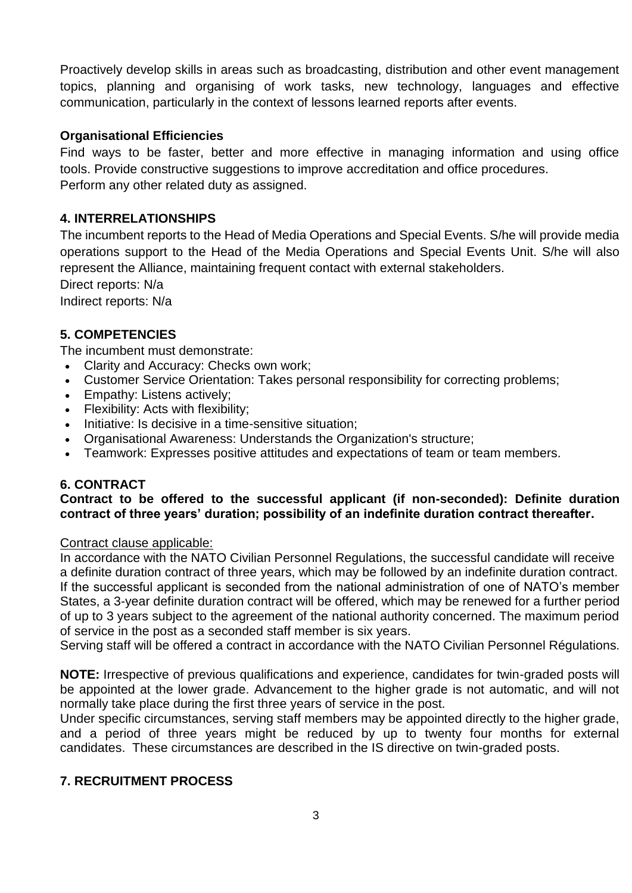Proactively develop skills in areas such as broadcasting, distribution and other event management topics, planning and organising of work tasks, new technology, languages and effective communication, particularly in the context of lessons learned reports after events.

**Organisational Efficiencies**

Find ways to be faster, better and more effective in managing information and using office tools. Provide constructive suggestions to improve accreditation and office procedures.
Perform any other related duty as assigned.

## 4. INTERRELATIONSHIPS

The incumbent reports to the Head of Media Operations and Special Events. S/he will provide media operations support to the Head of the Media Operations and Special Events Unit. S/he will also represent the Alliance, maintaining frequent contact with external stakeholders.
Direct reports: N/a
Indirect reports: N/a

## 5. COMPETENCIES

The incumbent must demonstrate:

- Clarity and Accuracy: Checks own work;
- Customer Service Orientation: Takes personal responsibility for correcting problems;
- Empathy: Listens actively;
- Flexibility: Acts with flexibility;
- Initiative: Is decisive in a time-sensitive situation;
- Organisational Awareness: Understands the Organization's structure;
- Teamwork: Expresses positive attitudes and expectations of team or team members.

## 6. CONTRACT

**Contract to be offered to the successful applicant (if non-seconded): Definite duration contract of three years' duration; possibility of an indefinite duration contract thereafter.**

Contract clause applicable:
In accordance with the NATO Civilian Personnel Regulations, the successful candidate will receive a definite duration contract of three years, which may be followed by an indefinite duration contract. If the successful applicant is seconded from the national administration of one of NATO's member States, a 3-year definite duration contract will be offered, which may be renewed for a further period of up to 3 years subject to the agreement of the national authority concerned. The maximum period of service in the post as a seconded staff member is six years.
Serving staff will be offered a contract in accordance with the NATO Civilian Personnel Régulations.

**NOTE:** Irrespective of previous qualifications and experience, candidates for twin-graded posts will be appointed at the lower grade. Advancement to the higher grade is not automatic, and will not normally take place during the first three years of service in the post.
Under specific circumstances, serving staff members may be appointed directly to the higher grade, and a period of three years might be reduced by up to twenty four months for external candidates. These circumstances are described in the IS directive on twin-graded posts.

## 7. RECRUITMENT PROCESS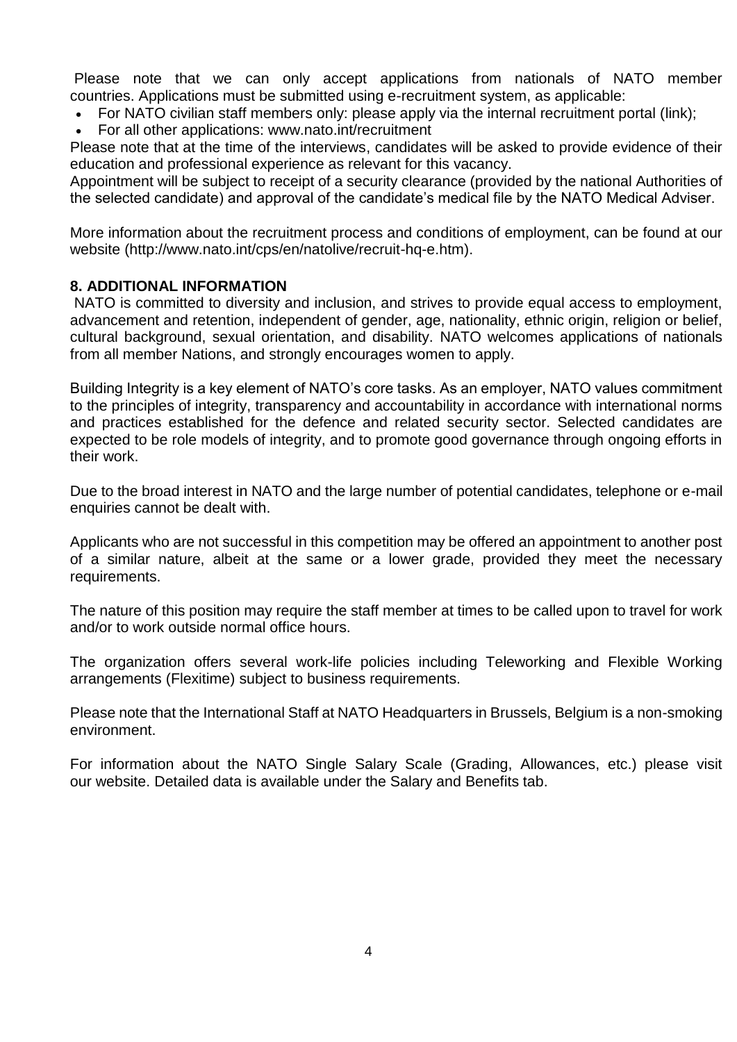Please note that we can only accept applications from nationals of NATO member countries. Applications must be submitted using e-recruitment system, as applicable:

- For NATO civilian staff members only: please apply via the internal recruitment portal (link);
- For all other applications: www.nato.int/recruitment

Please note that at the time of the interviews, candidates will be asked to provide evidence of their education and professional experience as relevant for this vacancy.

Appointment will be subject to receipt of a security clearance (provided by the national Authorities of the selected candidate) and approval of the candidate's medical file by the NATO Medical Adviser.

More information about the recruitment process and conditions of employment, can be found at our website (http://www.nato.int/cps/en/natolive/recruit-hq-e.htm).

## 8. ADDITIONAL INFORMATION

NATO is committed to diversity and inclusion, and strives to provide equal access to employment, advancement and retention, independent of gender, age, nationality, ethnic origin, religion or belief, cultural background, sexual orientation, and disability. NATO welcomes applications of nationals from all member Nations, and strongly encourages women to apply.

Building Integrity is a key element of NATO's core tasks. As an employer, NATO values commitment to the principles of integrity, transparency and accountability in accordance with international norms and practices established for the defence and related security sector. Selected candidates are expected to be role models of integrity, and to promote good governance through ongoing efforts in their work.

Due to the broad interest in NATO and the large number of potential candidates, telephone or e-mail enquiries cannot be dealt with.

Applicants who are not successful in this competition may be offered an appointment to another post of a similar nature, albeit at the same or a lower grade, provided they meet the necessary requirements.

The nature of this position may require the staff member at times to be called upon to travel for work and/or to work outside normal office hours.

The organization offers several work-life policies including Teleworking and Flexible Working arrangements (Flexitime) subject to business requirements.

Please note that the International Staff at NATO Headquarters in Brussels, Belgium is a non-smoking environment.

For information about the NATO Single Salary Scale (Grading, Allowances, etc.) please visit our website. Detailed data is available under the Salary and Benefits tab.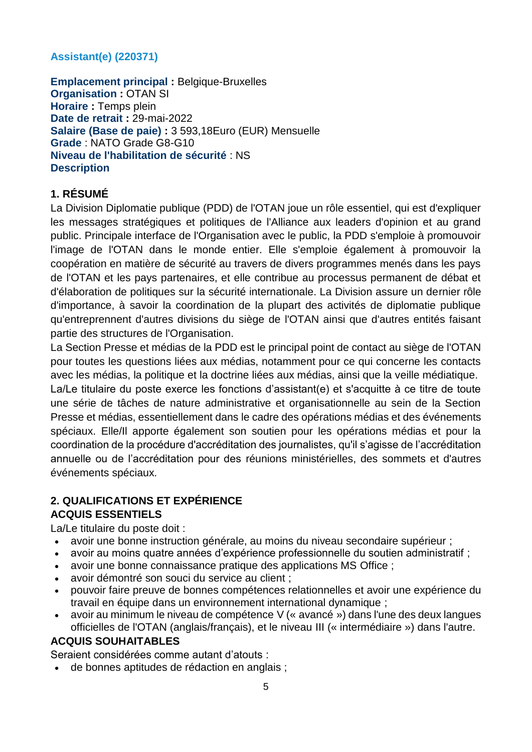### Assistant(e) (220371)

**Emplacement principal :** Belgique-Bruxelles
**Organisation :** OTAN SI
**Horaire :** Temps plein
**Date de retrait :** 29-mai-2022
**Salaire (Base de paie) :** 3 593,18Euro (EUR) Mensuelle
**Grade** : NATO Grade G8-G10
**Niveau de l'habilitation de sécurité** : NS
**Description**

#### 1. RÉSUMÉ

La Division Diplomatie publique (PDD) de l'OTAN joue un rôle essentiel, qui est d'expliquer les messages stratégiques et politiques de l'Alliance aux leaders d'opinion et au grand public. Principale interface de l'Organisation avec le public, la PDD s'emploie à promouvoir l'image de l'OTAN dans le monde entier. Elle s'emploie également à promouvoir la coopération en matière de sécurité au travers de divers programmes menés dans les pays de l'OTAN et les pays partenaires, et elle contribue au processus permanent de débat et d'élaboration de politiques sur la sécurité internationale. La Division assure un dernier rôle d'importance, à savoir la coordination de la plupart des activités de diplomatie publique qu'entreprennent d'autres divisions du siège de l'OTAN ainsi que d'autres entités faisant partie des structures de l'Organisation.

La Section Presse et médias de la PDD est le principal point de contact au siège de l'OTAN pour toutes les questions liées aux médias, notamment pour ce qui concerne les contacts avec les médias, la politique et la doctrine liées aux médias, ainsi que la veille médiatique.

La/Le titulaire du poste exerce les fonctions d'assistant(e) et s'acquitte à ce titre de toute une série de tâches de nature administrative et organisationnelle au sein de la Section Presse et médias, essentiellement dans le cadre des opérations médias et des événements spéciaux. Elle/Il apporte également son soutien pour les opérations médias et pour la coordination de la procédure d'accréditation des journalistes, qu'il s'agisse de l'accréditation annuelle ou de l'accréditation pour des réunions ministérielles, des sommets et d'autres événements spéciaux.

#### 2. QUALIFICATIONS ET EXPÉRIENCE

**ACQUIS ESSENTIELS**

La/Le titulaire du poste doit :

- avoir une bonne instruction générale, au moins du niveau secondaire supérieur ;
- avoir au moins quatre années d'expérience professionnelle du soutien administratif ;
- avoir une bonne connaissance pratique des applications MS Office ;
- avoir démontré son souci du service au client ;
- pouvoir faire preuve de bonnes compétences relationnelles et avoir une expérience du travail en équipe dans un environnement international dynamique ;
- avoir au minimum le niveau de compétence V (« avancé ») dans l'une des deux langues officielles de l'OTAN (anglais/français), et le niveau III (« intermédiaire ») dans l'autre.

**ACQUIS SOUHAITABLES**

Seraient considérées comme autant d'atouts :

- de bonnes aptitudes de rédaction en anglais ;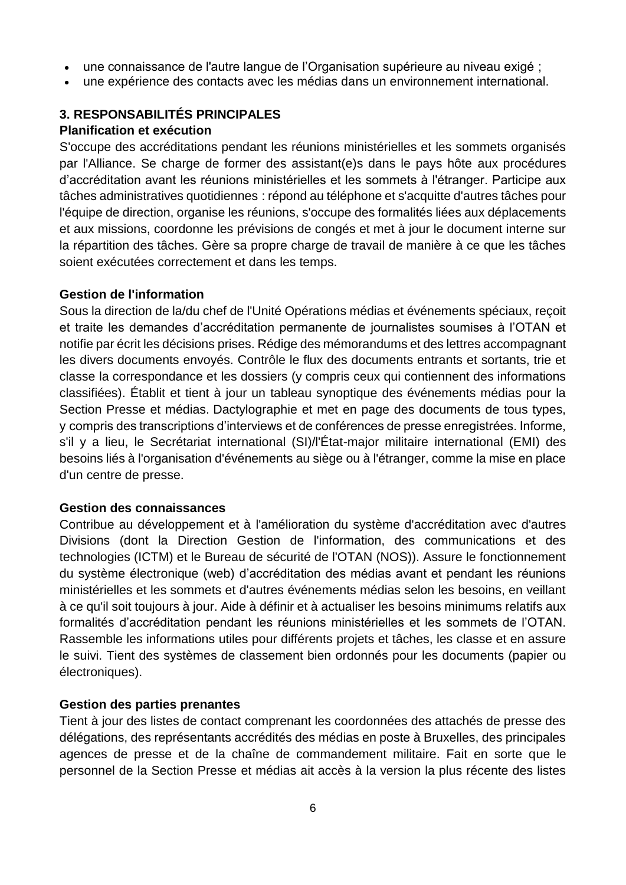- une connaissance de l'autre langue de l'Organisation supérieure au niveau exigé ;
- une expérience des contacts avec les médias dans un environnement international.

## 3. RESPONSABILITÉS PRINCIPALES

**Planification et exécution**

S'occupe des accréditations pendant les réunions ministérielles et les sommets organisés par l'Alliance. Se charge de former des assistant(e)s dans le pays hôte aux procédures d'accréditation avant les réunions ministérielles et les sommets à l'étranger. Participe aux tâches administratives quotidiennes : répond au téléphone et s'acquitte d'autres tâches pour l'équipe de direction, organise les réunions, s'occupe des formalités liées aux déplacements et aux missions, coordonne les prévisions de congés et met à jour le document interne sur la répartition des tâches. Gère sa propre charge de travail de manière à ce que les tâches soient exécutées correctement et dans les temps.

**Gestion de l'information**

Sous la direction de la/du chef de l'Unité Opérations médias et événements spéciaux, reçoit et traite les demandes d'accréditation permanente de journalistes soumises à l'OTAN et notifie par écrit les décisions prises. Rédige des mémorandums et des lettres accompagnant les divers documents envoyés. Contrôle le flux des documents entrants et sortants, trie et classe la correspondance et les dossiers (y compris ceux qui contiennent des informations classifiées). Établit et tient à jour un tableau synoptique des événements médias pour la Section Presse et médias. Dactylographie et met en page des documents de tous types, y compris des transcriptions d'interviews et de conférences de presse enregistrées. Informe, s'il y a lieu, le Secrétariat international (SI)/l'État-major militaire international (EMI) des besoins liés à l'organisation d'événements au siège ou à l'étranger, comme la mise en place d'un centre de presse.

**Gestion des connaissances**

Contribue au développement et à l'amélioration du système d'accréditation avec d'autres Divisions (dont la Direction Gestion de l'information, des communications et des technologies (ICTM) et le Bureau de sécurité de l'OTAN (NOS)). Assure le fonctionnement du système électronique (web) d'accréditation des médias avant et pendant les réunions ministérielles et les sommets et d'autres événements médias selon les besoins, en veillant à ce qu'il soit toujours à jour. Aide à définir et à actualiser les besoins minimums relatifs aux formalités d'accréditation pendant les réunions ministérielles et les sommets de l'OTAN. Rassemble les informations utiles pour différents projets et tâches, les classe et en assure le suivi. Tient des systèmes de classement bien ordonnés pour les documents (papier ou électroniques).

**Gestion des parties prenantes**

Tient à jour des listes de contact comprenant les coordonnées des attachés de presse des délégations, des représentants accrédités des médias en poste à Bruxelles, des principales agences de presse et de la chaîne de commandement militaire. Fait en sorte que le personnel de la Section Presse et médias ait accès à la version la plus récente des listes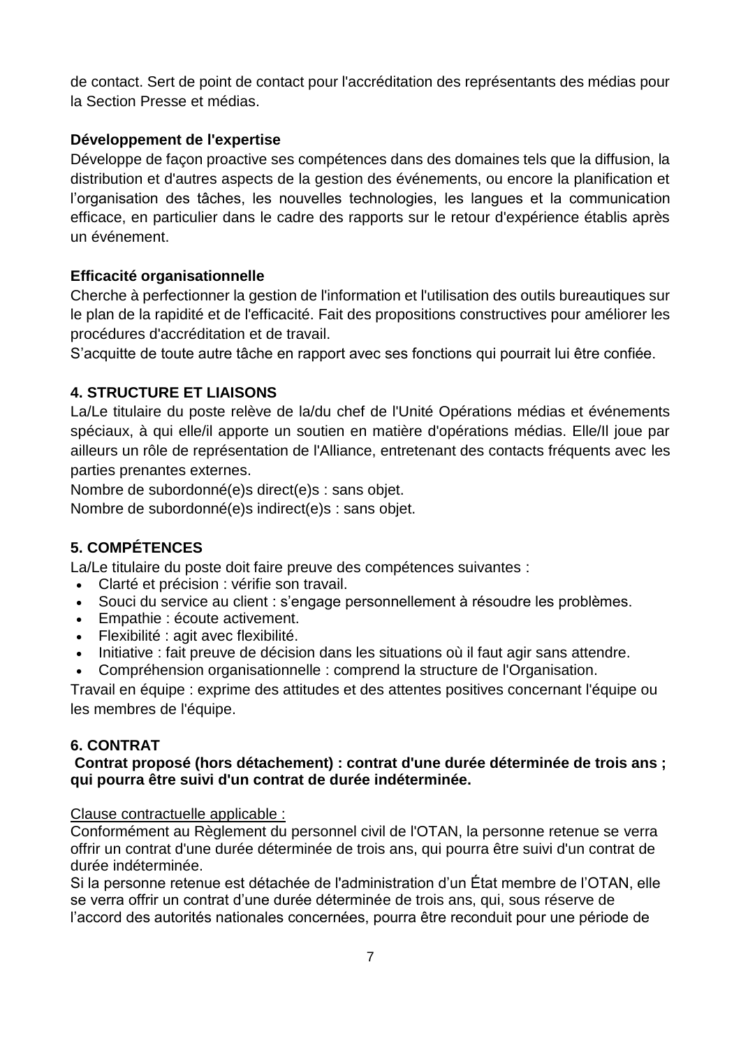de contact. Sert de point de contact pour l'accréditation des représentants des médias pour la Section Presse et médias.

**Développement de l'expertise**
Développe de façon proactive ses compétences dans des domaines tels que la diffusion, la distribution et d'autres aspects de la gestion des événements, ou encore la planification et l'organisation des tâches, les nouvelles technologies, les langues et la communication efficace, en particulier dans le cadre des rapports sur le retour d'expérience établis après un événement.

**Efficacité organisationnelle**
Cherche à perfectionner la gestion de l'information et l'utilisation des outils bureautiques sur le plan de la rapidité et de l'efficacité. Fait des propositions constructives pour améliorer les procédures d'accréditation et de travail.
S'acquitte de toute autre tâche en rapport avec ses fonctions qui pourrait lui être confiée.

## 4. STRUCTURE ET LIAISONS

La/Le titulaire du poste relève de la/du chef de l'Unité Opérations médias et événements spéciaux, à qui elle/il apporte un soutien en matière d'opérations médias. Elle/Il joue par ailleurs un rôle de représentation de l'Alliance, entretenant des contacts fréquents avec les parties prenantes externes.
Nombre de subordonné(e)s direct(e)s : sans objet.
Nombre de subordonné(e)s indirect(e)s : sans objet.

## 5. COMPÉTENCES

La/Le titulaire du poste doit faire preuve des compétences suivantes :

- Clarté et précision : vérifie son travail.
- Souci du service au client : s'engage personnellement à résoudre les problèmes.
- Empathie : écoute activement.
- Flexibilité : agit avec flexibilité.
- Initiative : fait preuve de décision dans les situations où il faut agir sans attendre.
- Compréhension organisationnelle : comprend la structure de l'Organisation.

Travail en équipe : exprime des attitudes et des attentes positives concernant l'équipe ou les membres de l'équipe.

## 6. CONTRAT

**Contrat proposé (hors détachement) : contrat d'une durée déterminée de trois ans ; qui pourra être suivi d'un contrat de durée indéterminée.**

Clause contractuelle applicable :
Conformément au Règlement du personnel civil de l'OTAN, la personne retenue se verra offrir un contrat d'une durée déterminée de trois ans, qui pourra être suivi d'un contrat de durée indéterminée.
Si la personne retenue est détachée de l'administration d'un État membre de l'OTAN, elle se verra offrir un contrat d'une durée déterminée de trois ans, qui, sous réserve de l'accord des autorités nationales concernées, pourra être reconduit pour une période de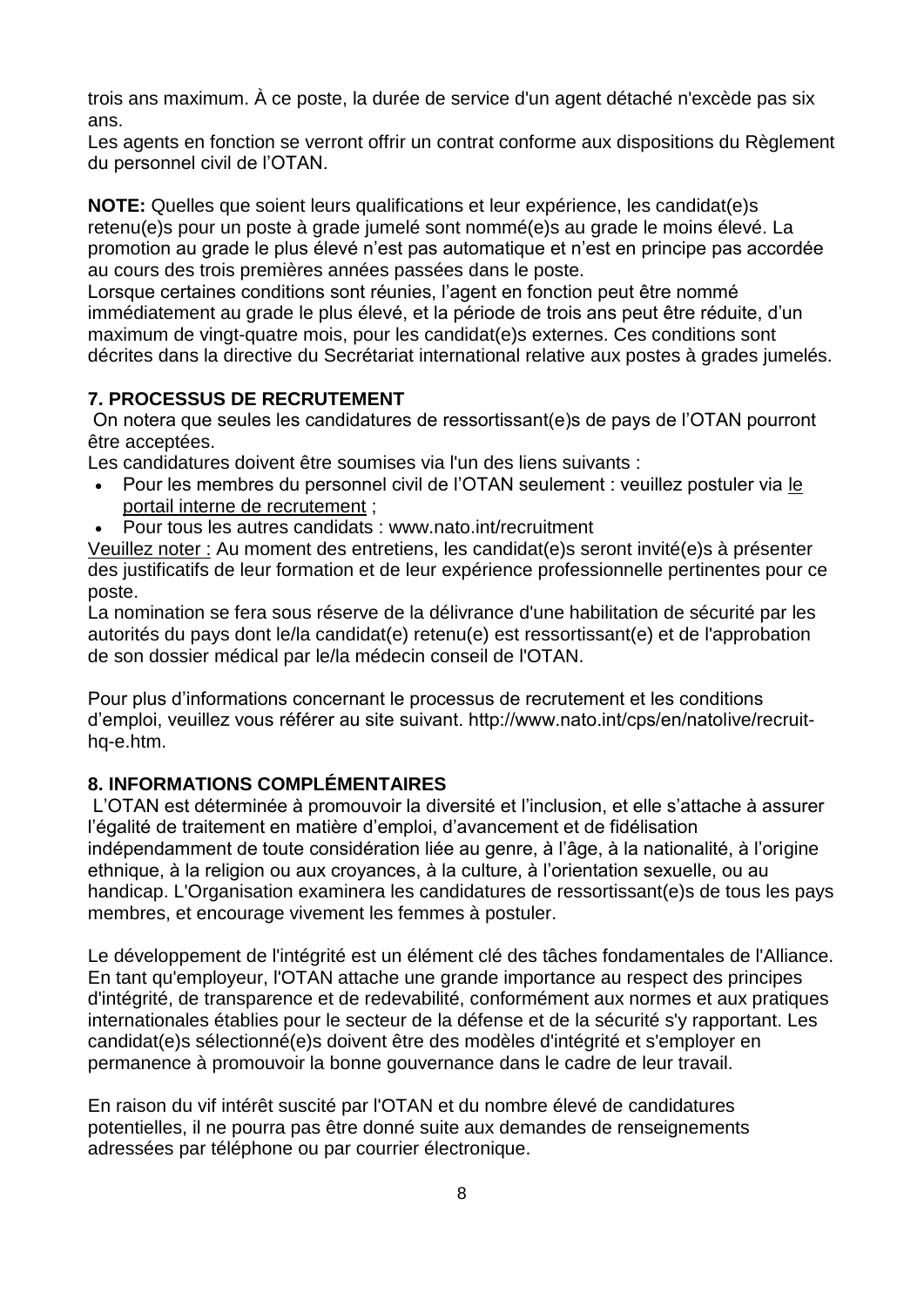trois ans maximum. À ce poste, la durée de service d'un agent détaché n'excède pas six ans.

Les agents en fonction se verront offrir un contrat conforme aux dispositions du Règlement du personnel civil de l'OTAN.

**NOTE:** Quelles que soient leurs qualifications et leur expérience, les candidat(e)s retenu(e)s pour un poste à grade jumelé sont nommé(e)s au grade le moins élevé. La promotion au grade le plus élevé n'est pas automatique et n'est en principe pas accordée au cours des trois premières années passées dans le poste.

Lorsque certaines conditions sont réunies, l'agent en fonction peut être nommé immédiatement au grade le plus élevé, et la période de trois ans peut être réduite, d'un maximum de vingt-quatre mois, pour les candidat(e)s externes. Ces conditions sont décrites dans la directive du Secrétariat international relative aux postes à grades jumelés.

## 7. PROCESSUS DE RECRUTEMENT

On notera que seules les candidatures de ressortissant(e)s de pays de l'OTAN pourront être acceptées.

Les candidatures doivent être soumises via l'un des liens suivants :

- Pour les membres du personnel civil de l'OTAN seulement : veuillez postuler via le portail interne de recrutement ;
- Pour tous les autres candidats : www.nato.int/recruitment

Veuillez noter : Au moment des entretiens, les candidat(e)s seront invité(e)s à présenter des justificatifs de leur formation et de leur expérience professionnelle pertinentes pour ce poste.

La nomination se fera sous réserve de la délivrance d'une habilitation de sécurité par les autorités du pays dont le/la candidat(e) retenu(e) est ressortissant(e) et de l'approbation de son dossier médical par le/la médecin conseil de l'OTAN.

Pour plus d'informations concernant le processus de recrutement et les conditions d'emploi, veuillez vous référer au site suivant. http://www.nato.int/cps/en/natolive/recruit-hq-e.htm.

## 8. INFORMATIONS COMPLÉMENTAIRES

L'OTAN est déterminée à promouvoir la diversité et l'inclusion, et elle s'attache à assurer l'égalité de traitement en matière d'emploi, d'avancement et de fidélisation indépendamment de toute considération liée au genre, à l'âge, à la nationalité, à l'origine ethnique, à la religion ou aux croyances, à la culture, à l'orientation sexuelle, ou au handicap. L'Organisation examinera les candidatures de ressortissant(e)s de tous les pays membres, et encourage vivement les femmes à postuler.

Le développement de l'intégrité est un élément clé des tâches fondamentales de l'Alliance. En tant qu'employeur, l'OTAN attache une grande importance au respect des principes d'intégrité, de transparence et de redevabilité, conformément aux normes et aux pratiques internationales établies pour le secteur de la défense et de la sécurité s'y rapportant. Les candidat(e)s sélectionné(e)s doivent être des modèles d'intégrité et s'employer en permanence à promouvoir la bonne gouvernance dans le cadre de leur travail.

En raison du vif intérêt suscité par l'OTAN et du nombre élevé de candidatures potentielles, il ne pourra pas être donné suite aux demandes de renseignements adressées par téléphone ou par courrier électronique.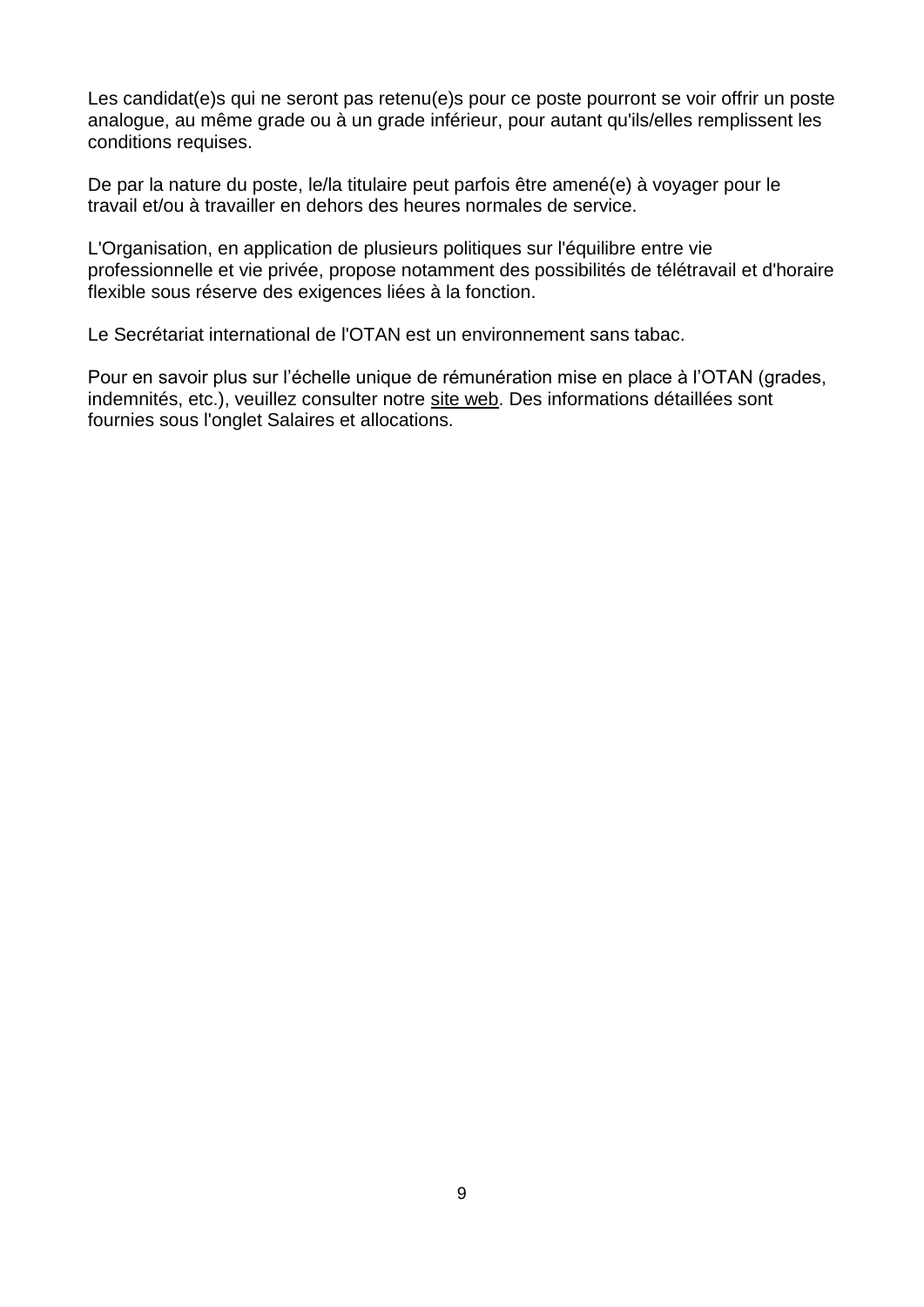Les candidat(e)s qui ne seront pas retenu(e)s pour ce poste pourront se voir offrir un poste analogue, au même grade ou à un grade inférieur, pour autant qu'ils/elles remplissent les conditions requises.

De par la nature du poste, le/la titulaire peut parfois être amené(e) à voyager pour le travail et/ou à travailler en dehors des heures normales de service.

L'Organisation, en application de plusieurs politiques sur l'équilibre entre vie professionnelle et vie privée, propose notamment des possibilités de télétravail et d'horaire flexible sous réserve des exigences liées à la fonction.

Le Secrétariat international de l'OTAN est un environnement sans tabac.

Pour en savoir plus sur l'échelle unique de rémunération mise en place à l'OTAN (grades, indemnités, etc.), veuillez consulter notre site web. Des informations détaillées sont fournies sous l'onglet Salaires et allocations.